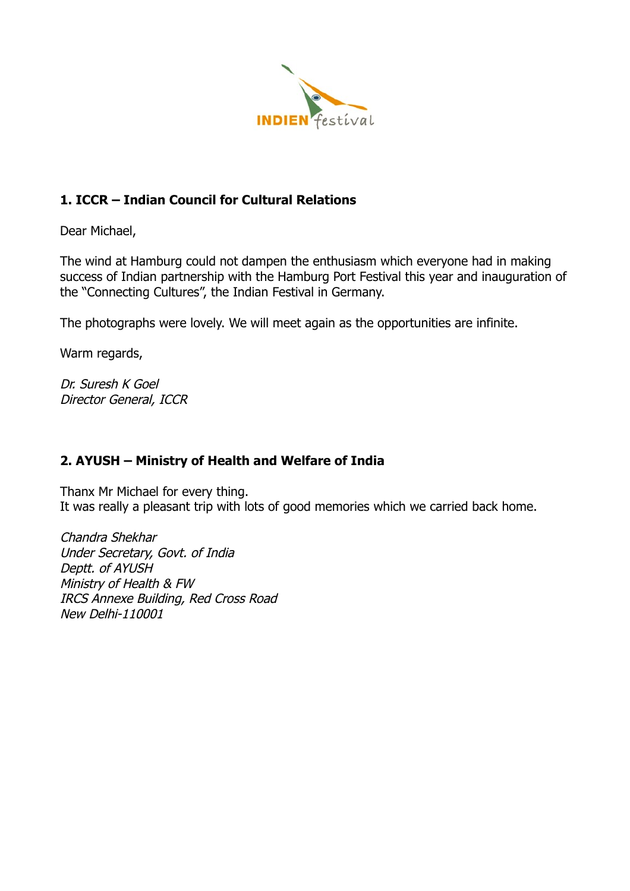## 1. ICCR – Indian Council for Cultural Relations

Dear Michael,

The wind at Hamburg could not dampen the enthusiasm which everyone had in making success of Indian partnership with the Hamburg Port Festival this year and inauguration of the "Connecting Cultures", the Indian Festival in Germany.

The photographs were lovely. We will meet again as the opportunities are infinite.

Warm regards,

*Dr. Suresh K Goel*
*Director General, ICCR*

## 2. AYUSH – Ministry of Health and Welfare of India

Thanx Mr Michael for every thing.
It was really a pleasant trip with lots of good memories which we carried back home.

*Chandra Shekhar*
*Under Secretary, Govt. of India*
*Deptt. of AYUSH*
*Ministry of Health & FW*
*IRCS Annexe Building, Red Cross Road*
*New Delhi-110001*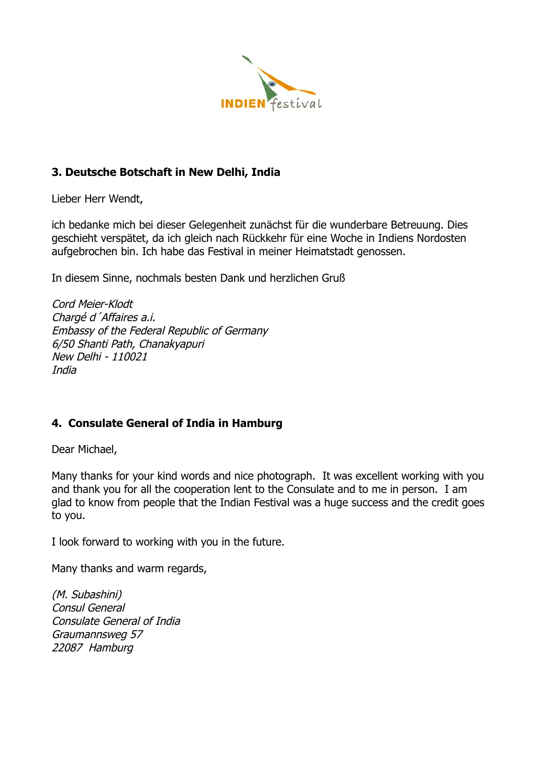### 3. Deutsche Botschaft in New Delhi, India

Lieber Herr Wendt,

ich bedanke mich bei dieser Gelegenheit zunächst für die wunderbare Betreuung. Dies geschieht verspätet, da ich gleich nach Rückkehr für eine Woche in Indiens Nordosten aufgebrochen bin. Ich habe das Festival in meiner Heimatstadt genossen.

In diesem Sinne, nochmals besten Dank und herzlichen Gruß

*Cord Meier-Klodt*
*Chargé d´Affaires a.i.*
*Embassy of the Federal Republic of Germany*
*6/50 Shanti Path, Chanakyapuri*
*New Delhi - 110021*
*India*

### 4. Consulate General of India in Hamburg

Dear Michael,

Many thanks for your kind words and nice photograph. It was excellent working with you and thank you for all the cooperation lent to the Consulate and to me in person. I am glad to know from people that the Indian Festival was a huge success and the credit goes to you.

I look forward to working with you in the future.

Many thanks and warm regards,

*(M. Subashini)*
*Consul General*
*Consulate General of India*
*Graumannsweg 57*
*22087 Hamburg*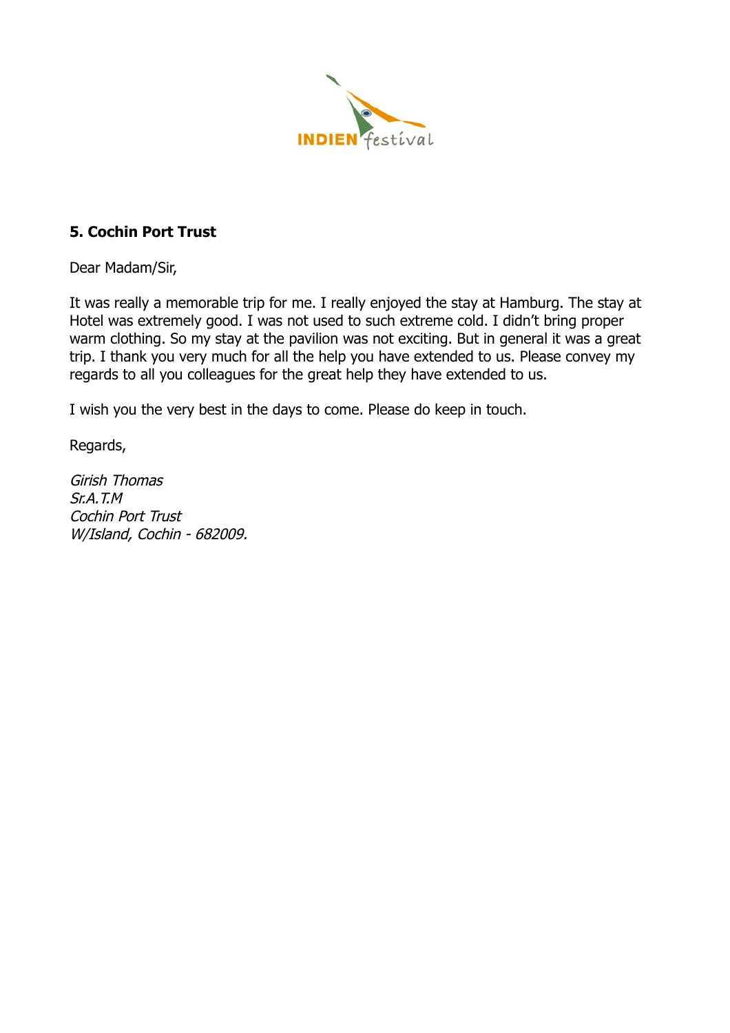INDIEN festival

**5. Cochin Port Trust**

Dear Madam/Sir,

It was really a memorable trip for me. I really enjoyed the stay at Hamburg. The stay at Hotel was extremely good. I was not used to such extreme cold. I didn't bring proper warm clothing. So my stay at the pavilion was not exciting. But in general it was a great trip. I thank you very much for all the help you have extended to us. Please convey my regards to all you colleagues for the great help they have extended to us.

I wish you the very best in the days to come. Please do keep in touch.

Regards,

*Girish Thomas*
*Sr.A.T.M*
*Cochin Port Trust*
*W/Island, Cochin - 682009.*